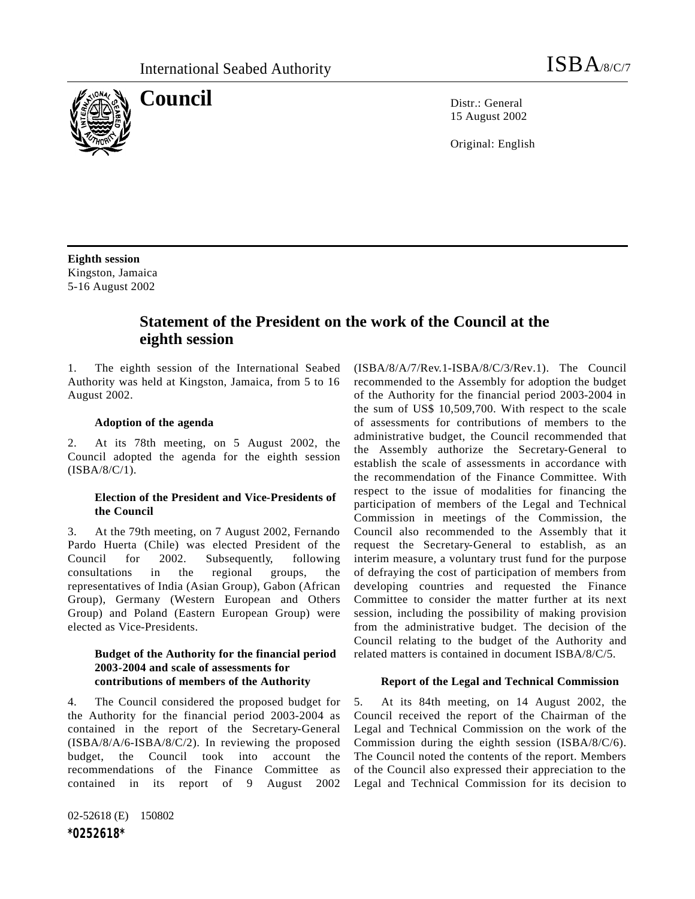International Seabed Authority

ISBA/8/C/7

# Council

Distr.: General
15 August 2002

Original: English

**Eighth session**
Kingston, Jamaica
5-16 August 2002

## Statement of the President on the work of the Council at the eighth session

1. The eighth session of the International Seabed Authority was held at Kingston, Jamaica, from 5 to 16 August 2002.

### Adoption of the agenda

2. At its 78th meeting, on 5 August 2002, the Council adopted the agenda for the eighth session (ISBA/8/C/1).

### Election of the President and Vice-Presidents of the Council

3. At the 79th meeting, on 7 August 2002, Fernando Pardo Huerta (Chile) was elected President of the Council for 2002. Subsequently, following consultations in the regional groups, the representatives of India (Asian Group), Gabon (African Group), Germany (Western European and Others Group) and Poland (Eastern European Group) were elected as Vice-Presidents.

### Budget of the Authority for the financial period 2003-2004 and scale of assessments for contributions of members of the Authority

4. The Council considered the proposed budget for the Authority for the financial period 2003-2004 as contained in the report of the Secretary-General (ISBA/8/A/6-ISBA/8/C/2). In reviewing the proposed budget, the Council took into account the recommendations of the Finance Committee as contained in its report of 9 August 2002 (ISBA/8/A/7/Rev.1-ISBA/8/C/3/Rev.1). The Council recommended to the Assembly for adoption the budget of the Authority for the financial period 2003-2004 in the sum of US$ 10,509,700. With respect to the scale of assessments for contributions of members to the administrative budget, the Council recommended that the Assembly authorize the Secretary-General to establish the scale of assessments in accordance with the recommendation of the Finance Committee. With respect to the issue of modalities for financing the participation of members of the Legal and Technical Commission in meetings of the Commission, the Council also recommended to the Assembly that it request the Secretary-General to establish, as an interim measure, a voluntary trust fund for the purpose of defraying the cost of participation of members from developing countries and requested the Finance Committee to consider the matter further at its next session, including the possibility of making provision from the administrative budget. The decision of the Council relating to the budget of the Authority and related matters is contained in document ISBA/8/C/5.

### Report of the Legal and Technical Commission

5. At its 84th meeting, on 14 August 2002, the Council received the report of the Chairman of the Legal and Technical Commission on the work of the Commission during the eighth session (ISBA/8/C/6). The Council noted the contents of the report. Members of the Council also expressed their appreciation to the Legal and Technical Commission for its decision to

02-52618 (E) 150802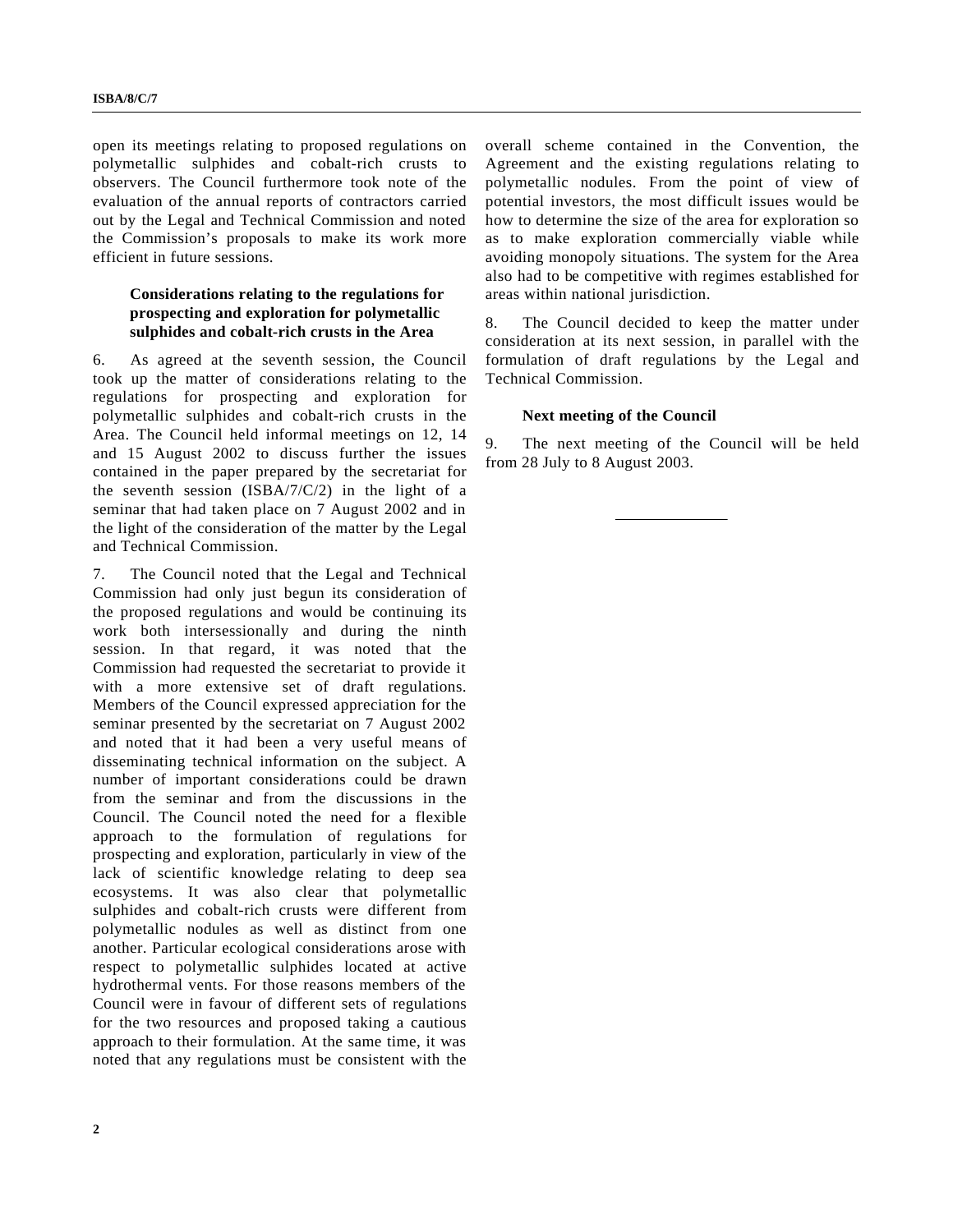open its meetings relating to proposed regulations on polymetallic sulphides and cobalt-rich crusts to observers. The Council furthermore took note of the evaluation of the annual reports of contractors carried out by the Legal and Technical Commission and noted the Commission's proposals to make its work more efficient in future sessions.

### Considerations relating to the regulations for prospecting and exploration for polymetallic sulphides and cobalt-rich crusts in the Area

6. As agreed at the seventh session, the Council took up the matter of considerations relating to the regulations for prospecting and exploration for polymetallic sulphides and cobalt-rich crusts in the Area. The Council held informal meetings on 12, 14 and 15 August 2002 to discuss further the issues contained in the paper prepared by the secretariat for the seventh session (ISBA/7/C/2) in the light of a seminar that had taken place on 7 August 2002 and in the light of the consideration of the matter by the Legal and Technical Commission.

7. The Council noted that the Legal and Technical Commission had only just begun its consideration of the proposed regulations and would be continuing its work both intersessionally and during the ninth session. In that regard, it was noted that the Commission had requested the secretariat to provide it with a more extensive set of draft regulations. Members of the Council expressed appreciation for the seminar presented by the secretariat on 7 August 2002 and noted that it had been a very useful means of disseminating technical information on the subject. A number of important considerations could be drawn from the seminar and from the discussions in the Council. The Council noted the need for a flexible approach to the formulation of regulations for prospecting and exploration, particularly in view of the lack of scientific knowledge relating to deep sea ecosystems. It was also clear that polymetallic sulphides and cobalt-rich crusts were different from polymetallic nodules as well as distinct from one another. Particular ecological considerations arose with respect to polymetallic sulphides located at active hydrothermal vents. For those reasons members of the Council were in favour of different sets of regulations for the two resources and proposed taking a cautious approach to their formulation. At the same time, it was noted that any regulations must be consistent with the overall scheme contained in the Convention, the Agreement and the existing regulations relating to polymetallic nodules. From the point of view of potential investors, the most difficult issues would be how to determine the size of the area for exploration so as to make exploration commercially viable while avoiding monopoly situations. The system for the Area also had to be competitive with regimes established for areas within national jurisdiction.

8. The Council decided to keep the matter under consideration at its next session, in parallel with the formulation of draft regulations by the Legal and Technical Commission.

### Next meeting of the Council

9. The next meeting of the Council will be held from 28 July to 8 August 2003.